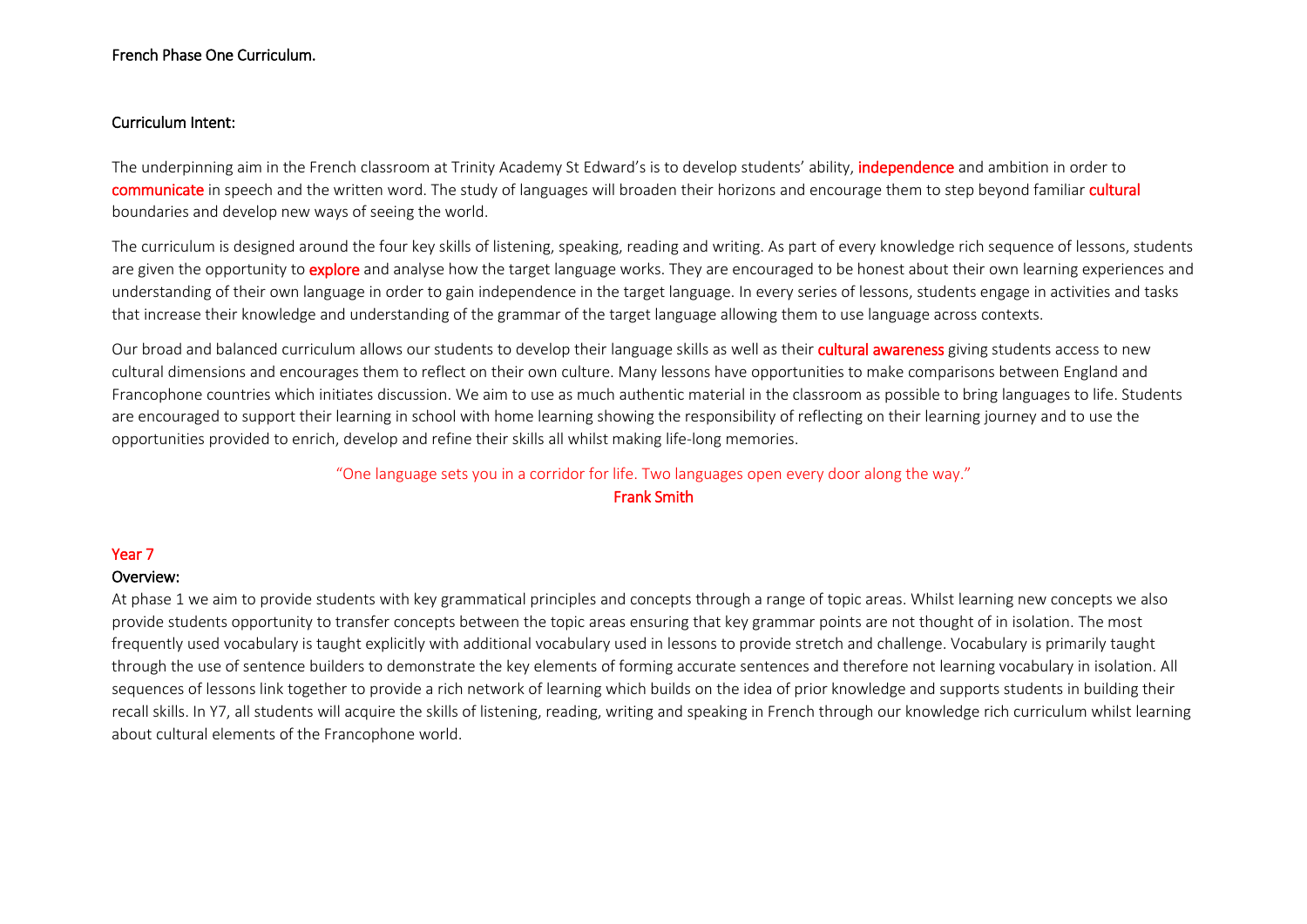# French Phase One Curriculum.

## Curriculum Intent:

The underpinning aim in the French classroom at Trinity Academy St Edward's is to develop students' ability, **independence** and ambition in order to **communicate** in speech and the written word. The study of languages will broaden their horizons and encourage them to step beyond familiar **cultural** boundaries and develop new ways of seeing the world.

The curriculum is designed around the four key skills of listening, speaking, reading and writing. As part of every knowledge rich sequence of lessons, students are given the opportunity to **explore** and analyse how the target language works. They are encouraged to be honest about their own learning experiences and understanding of their own language in order to gain independence in the target language. In every series of lessons, students engage in activities and tasks that increase their knowledge and understanding of the grammar of the target language allowing them to use language across contexts.

Our broad and balanced curriculum allows our students to develop their language skills as well as their **cultural awareness** giving students access to new cultural dimensions and encourages them to reflect on their own culture. Many lessons have opportunities to make comparisons between England and Francophone countries which initiates discussion. We aim to use as much authentic material in the classroom as possible to bring languages to life. Students are encouraged to support their learning in school with home learning showing the responsibility of reflecting on their learning journey and to use the opportunities provided to enrich, develop and refine their skills all whilst making life-long memories.

"One language sets you in a corridor for life. Two languages open every door along the way."
**Frank Smith**

## Year 7

### Overview:

At phase 1 we aim to provide students with key grammatical principles and concepts through a range of topic areas. Whilst learning new concepts we also provide students opportunity to transfer concepts between the topic areas ensuring that key grammar points are not thought of in isolation. The most frequently used vocabulary is taught explicitly with additional vocabulary used in lessons to provide stretch and challenge. Vocabulary is primarily taught through the use of sentence builders to demonstrate the key elements of forming accurate sentences and therefore not learning vocabulary in isolation. All sequences of lessons link together to provide a rich network of learning which builds on the idea of prior knowledge and supports students in building their recall skills. In Y7, all students will acquire the skills of listening, reading, writing and speaking in French through our knowledge rich curriculum whilst learning about cultural elements of the Francophone world.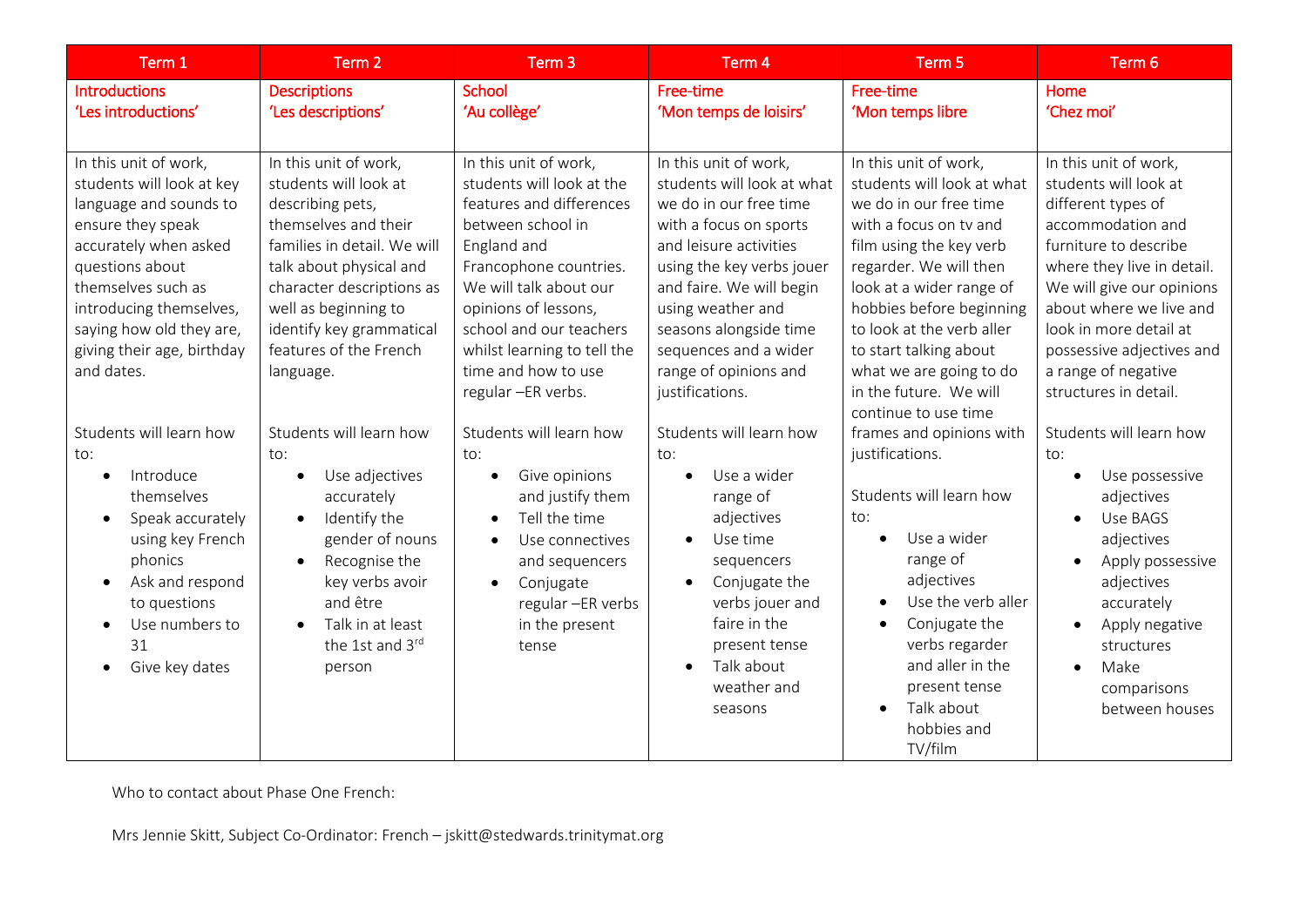| Term 1 | Term 2 | Term 3 | Term 4 | Term 5 | Term 6 |
|---|---|---|---|---|---|
| Introductions<br>'Les introductions' | Descriptions<br>'Les descriptions' | School<br>'Au collège' | Free-time<br>'Mon temps de loisirs' | Free-time<br>'Mon temps libre | Home<br>'Chez moi' |
| In this unit of work, students will look at key language and sounds to ensure they speak accurately when asked questions about themselves such as introducing themselves, saying how old they are, giving their age, birthday and dates.<br><br>Students will learn how to:<br>• Introduce themselves<br>• Speak accurately using key French phonics<br>• Ask and respond to questions<br>• Use numbers to 31<br>• Give key dates | In this unit of work, students will look at describing pets, themselves and their families in detail. We will talk about physical and character descriptions as well as beginning to identify key grammatical features of the French language.<br><br>Students will learn how to:<br>• Use adjectives accurately<br>• Identify the gender of nouns<br>• Recognise the key verbs avoir and être<br>• Talk in at least the 1st and 3rd person | In this unit of work, students will look at the features and differences between school in England and Francophone countries. We will talk about our opinions of lessons, school and our teachers whilst learning to tell the time and how to use regular –ER verbs.<br><br>Students will learn how to:<br>• Give opinions and justify them<br>• Tell the time<br>• Use connectives and sequencers<br>• Conjugate regular –ER verbs in the present tense | In this unit of work, students will look at what we do in our free time with a focus on sports and leisure activities using the key verbs jouer and faire. We will begin using weather and seasons alongside time sequences and a wider range of opinions and justifications.<br><br>Students will learn how to:<br>• Use a wider range of adjectives<br>• Use time sequencers<br>• Conjugate the verbs jouer and faire in the present tense<br>• Talk about weather and seasons | In this unit of work, students will look at what we do in our free time with a focus on tv and film using the key verb regarder. We will then look at a wider range of hobbies before beginning to look at the verb aller to start talking about what we are going to do in the future. We will continue to use time frames and opinions with justifications.<br><br>Students will learn how to:<br>• Use a wider range of adjectives<br>• Use the verb aller<br>• Conjugate the verbs regarder and aller in the present tense<br>• Talk about hobbies and TV/film | In this unit of work, students will look at different types of accommodation and furniture to describe where they live in detail. We will give our opinions about where we live and look in more detail at possessive adjectives and a range of negative structures in detail.<br><br>Students will learn how to:<br>• Use possessive adjectives<br>• Use BAGS adjectives<br>• Apply possessive adjectives accurately<br>• Apply negative structures<br>• Make comparisons between houses |

Who to contact about Phase One French:

Mrs Jennie Skitt, Subject Co-Ordinator: French – jskitt@stedwards.trinitymat.org